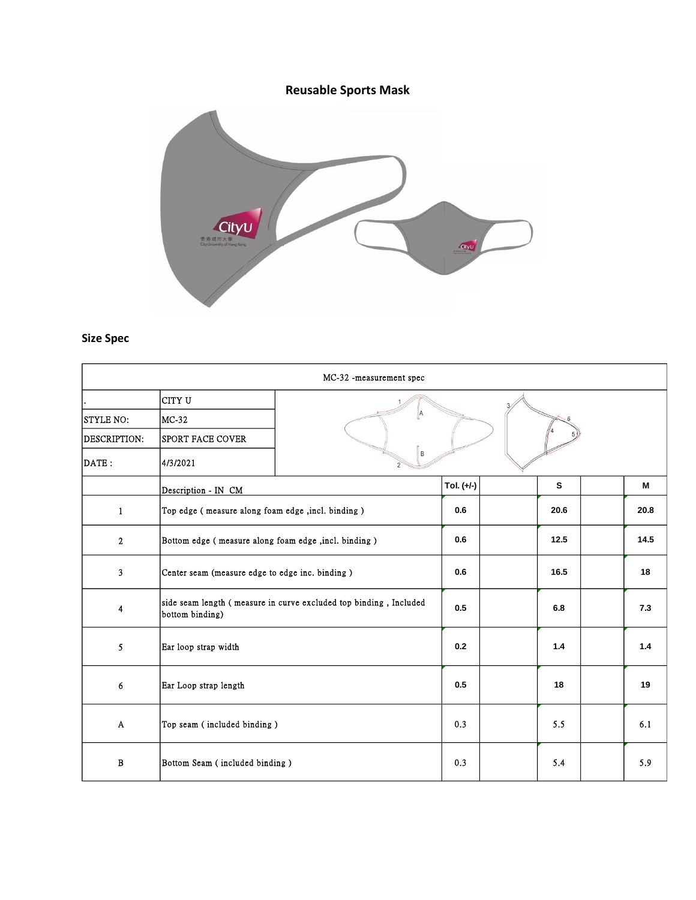**Reusable Sports Mask**

**Size Spec**

| MC-32 -measurement spec | | | | | | |
|---|---|---|---|---|---|---|
| . | CITY U | | | | | |
| STYLE NO: | MC-32 | | | | | |
| DESCRIPTION: | SPORT FACE COVER | | | | | |
| DATE : | 4/3/2021 | | | | | |
| | Description - IN CM | Tol. (+/-) | | S | | M |
| 1 | Top edge ( measure along foam edge ,incl. binding ) | 0.6 | | 20.6 | | 20.8 |
| 2 | Bottom edge ( measure along foam edge ,incl. binding ) | 0.6 | | 12.5 | | 14.5 |
| 3 | Center seam (measure edge to edge inc. binding ) | 0.6 | | 16.5 | | 18 |
| 4 | side seam length ( measure in curve excluded top binding , Included bottom binding) | 0.5 | | 6.8 | | 7.3 |
| 5 | Ear loop strap width | 0.2 | | 1.4 | | 1.4 |
| 6 | Ear Loop strap length | 0.5 | | 18 | | 19 |
| A | Top seam ( included binding ) | 0.3 | | 5.5 | | 6.1 |
| B | Bottom Seam ( included binding ) | 0.3 | | 5.4 | | 5.9 |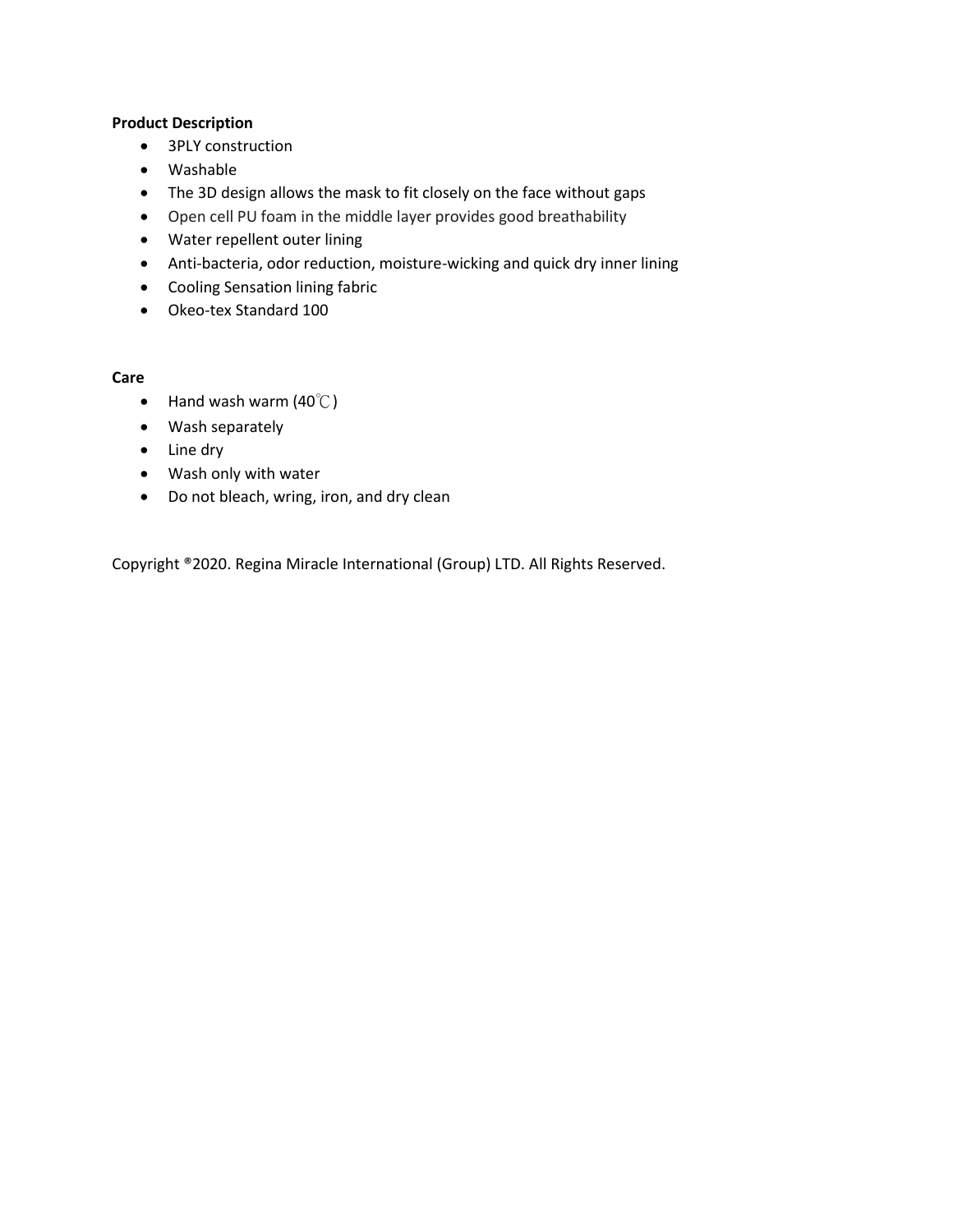**Product Description**

- 3PLY construction
- Washable
- The 3D design allows the mask to fit closely on the face without gaps
- Open cell PU foam in the middle layer provides good breathability
- Water repellent outer lining
- Anti-bacteria, odor reduction, moisture-wicking and quick dry inner lining
- Cooling Sensation lining fabric
- Okeo-tex Standard 100

**Care**

- Hand wash warm (40℃)
- Wash separately
- Line dry
- Wash only with water
- Do not bleach, wring, iron, and dry clean

Copyright ®2020. Regina Miracle International (Group) LTD. All Rights Reserved.